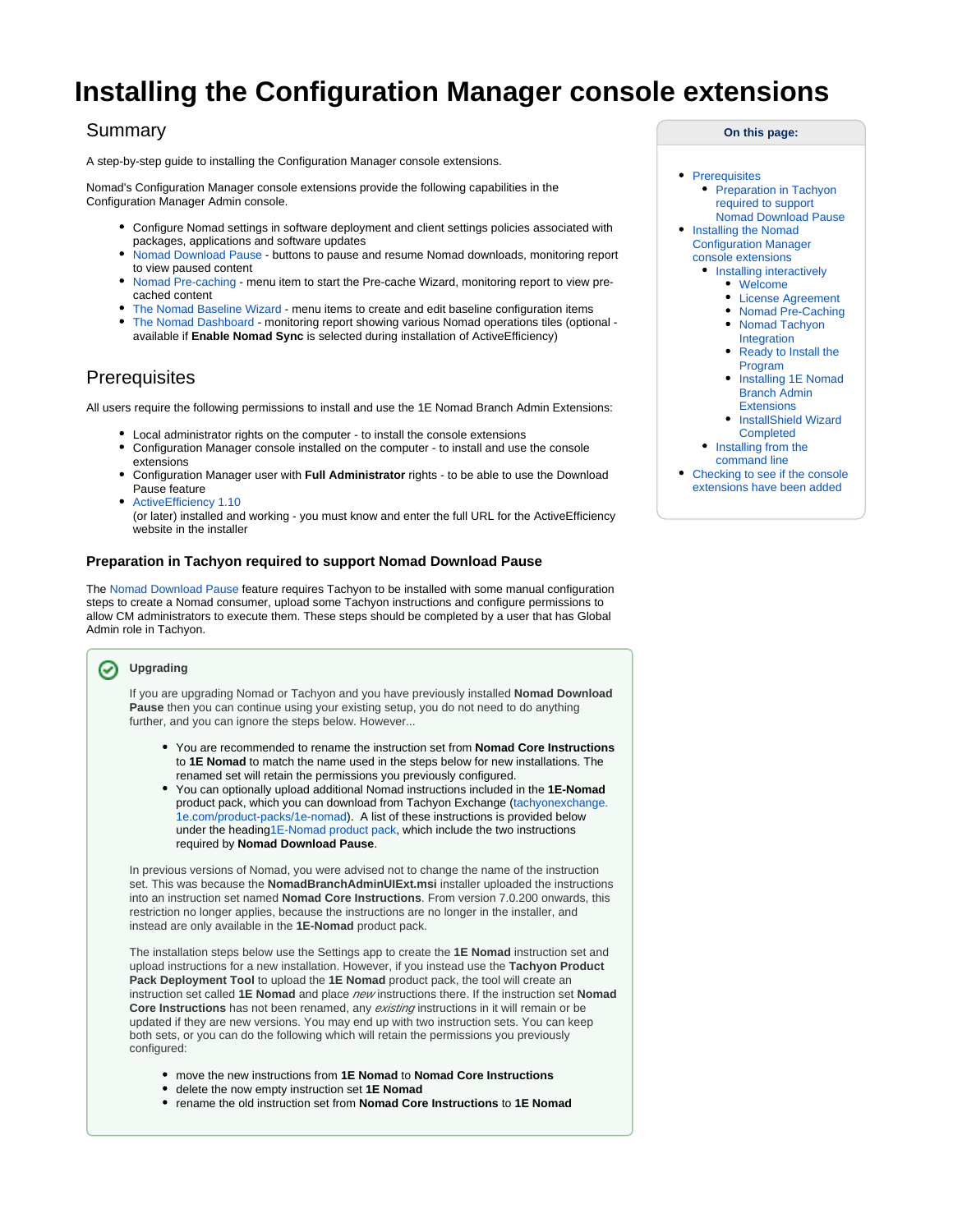# Installing the Configuration Manager console extensions

## Summary

A step-by-step guide to installing the Configuration Manager console extensions.

Nomad's Configuration Manager console extensions provide the following capabilities in the Configuration Manager Admin console.

- Configure Nomad settings in software deployment and client settings policies associated with packages, applications and software updates
- Nomad Download Pause - buttons to pause and resume Nomad downloads, monitoring report to view paused content
- Nomad Pre-caching - menu item to start the Pre-cache Wizard, monitoring report to view pre-cached content
- The Nomad Baseline Wizard - menu items to create and edit baseline configuration items
- The Nomad Dashboard - monitoring report showing various Nomad operations tiles (optional - available if **Enable Nomad Sync** is selected during installation of ActiveEfficiency)

**On this page:**

- Prerequisites
  - Preparation in Tachyon required to support Nomad Download Pause
- Installing the Nomad Configuration Manager console extensions
  - Installing interactively
    - Welcome
    - License Agreement
    - Nomad Pre-Caching
    - Nomad Tachyon Integration
    - Ready to Install the Program
    - Installing 1E Nomad Branch Admin Extensions
    - InstallShield Wizard Completed
  - Installing from the command line
- Checking to see if the console extensions have been added

## Prerequisites

All users require the following permissions to install and use the 1E Nomad Branch Admin Extensions:

- Local administrator rights on the computer - to install the console extensions
- Configuration Manager console installed on the computer - to install and use the console extensions
- Configuration Manager user with **Full Administrator** rights - to be able to use the Download Pause feature
- ActiveEfficiency 1.10 (or later) installed and working - you must know and enter the full URL for the ActiveEfficiency website in the installer

### Preparation in Tachyon required to support Nomad Download Pause

The Nomad Download Pause feature requires Tachyon to be installed with some manual configuration steps to create a Nomad consumer, upload some Tachyon instructions and configure permissions to allow CM administrators to execute them. These steps should be completed by a user that has Global Admin role in Tachyon.

> **Upgrading**
>
> If you are upgrading Nomad or Tachyon and you have previously installed **Nomad Download Pause** then you can continue using your existing setup, you do not need to do anything further, and you can ignore the steps below. However...
>
> - You are recommended to rename the instruction set from **Nomad Core Instructions** to **1E Nomad** to match the name used in the steps below for new installations. The renamed set will retain the permissions you previously configured.
> - You can optionally upload additional Nomad instructions included in the **1E-Nomad** product pack, which you can download from Tachyon Exchange (tachyonexchange.1e.com/product-packs/1e-nomad). A list of these instructions is provided below under the heading 1E-Nomad product pack, which include the two instructions required by **Nomad Download Pause**.
>
> In previous versions of Nomad, you were advised not to change the name of the instruction set. This was because the **NomadBranchAdminUIExt.msi** installer uploaded the instructions into an instruction set named **Nomad Core Instructions**. From version 7.0.200 onwards, this restriction no longer applies, because the instructions are no longer in the installer, and instead are only available in the **1E-Nomad** product pack.
>
> The installation steps below use the Settings app to create the **1E Nomad** instruction set and upload instructions for a new installation. However, if you instead use the **Tachyon Product Pack Deployment Tool** to upload the **1E Nomad** product pack, the tool will create an instruction set called **1E Nomad** and place *new* instructions there. If the instruction set **Nomad Core Instructions** has not been renamed, any *existing* instructions in it will remain or be updated if they are new versions. You may end up with two instruction sets. You can keep both sets, or you can do the following which will retain the permissions you previously configured:
>
> - move the new instructions from **1E Nomad** to **Nomad Core Instructions**
> - delete the now empty instruction set **1E Nomad**
> - rename the old instruction set from **Nomad Core Instructions** to **1E Nomad**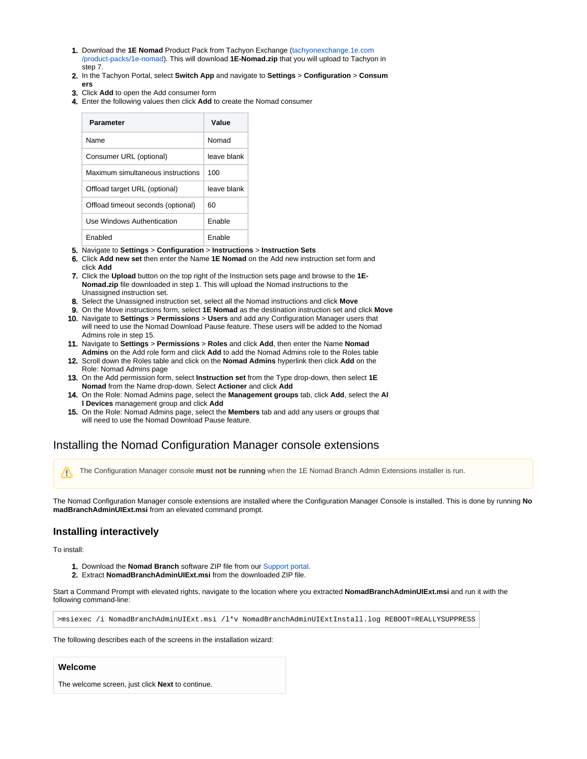1. Download the **1E Nomad** Product Pack from Tachyon Exchange (tachyonexchange.1e.com/product-packs/1e-nomad). This will download **1E-Nomad.zip** that you will upload to Tachyon in step 7.
2. In the Tachyon Portal, select **Switch App** and navigate to **Settings** > **Configuration** > **Consumers**
3. Click **Add** to open the Add consumer form
4. Enter the following values then click **Add** to create the Nomad consumer

| Parameter | Value |
|---|---|
| Name | Nomad |
| Consumer URL (optional) | leave blank |
| Maximum simultaneous instructions | 100 |
| Offload target URL (optional) | leave blank |
| Offload timeout seconds (optional) | 60 |
| Use Windows Authentication | Enable |
| Enabled | Enable |

5. Navigate to **Settings** > **Configuration** > **Instructions** > **Instruction Sets**
6. Click **Add new set** then enter the Name **1E Nomad** on the Add new instruction set form and click **Add**
7. Click the **Upload** button on the top right of the Instruction sets page and browse to the **1E-Nomad.zip** file downloaded in step 1. This will upload the Nomad instructions to the Unassigned instruction set.
8. Select the Unassigned instruction set, select all the Nomad instructions and click **Move**
9. On the Move instructions form, select **1E Nomad** as the destination instruction set and click **Move**
10. Navigate to **Settings** > **Permissions** > **Users** and add any Configuration Manager users that will need to use the Nomad Download Pause feature. These users will be added to the Nomad Admins role in step 15.
11. Navigate to **Settings** > **Permissions** > **Roles** and click **Add**, then enter the Name **Nomad Admins** on the Add role form and click **Add** to add the Nomad Admins role to the Roles table
12. Scroll down the Roles table and click on the **Nomad Admins** hyperlink then click **Add** on the Role: Nomad Admins page
13. On the Add permission form, select **Instruction set** from the Type drop-down, then select **1E Nomad** from the Name drop-down. Select **Actioner** and click **Add**
14. On the Role: Nomad Admins page, select the **Management groups** tab, click **Add**, select the **All Devices** management group and click **Add**
15. On the Role: Nomad Admins page, select the **Members** tab and add any users or groups that will need to use the Nomad Download Pause feature.

## Installing the Nomad Configuration Manager console extensions

The Configuration Manager console **must not be running** when the 1E Nomad Branch Admin Extensions installer is run.

The Nomad Configuration Manager console extensions are installed where the Configuration Manager Console is installed. This is done by running **NomadBranchAdminUIExt.msi** from an elevated command prompt.

### Installing interactively

To install:

1. Download the **Nomad Branch** software ZIP file from our Support portal.
2. Extract **NomadBranchAdminUIExt.msi** from the downloaded ZIP file.

Start a Command Prompt with elevated rights, navigate to the location where you extracted **NomadBranchAdminUIExt.msi** and run it with the following command-line:

```
>msiexec /i NomadBranchAdminUIExt.msi /l*v NomadBranchAdminUIExtInstall.log REBOOT=REALLYSUPPRESS
```

The following describes each of the screens in the installation wizard:

**Welcome**

The welcome screen, just click **Next** to continue.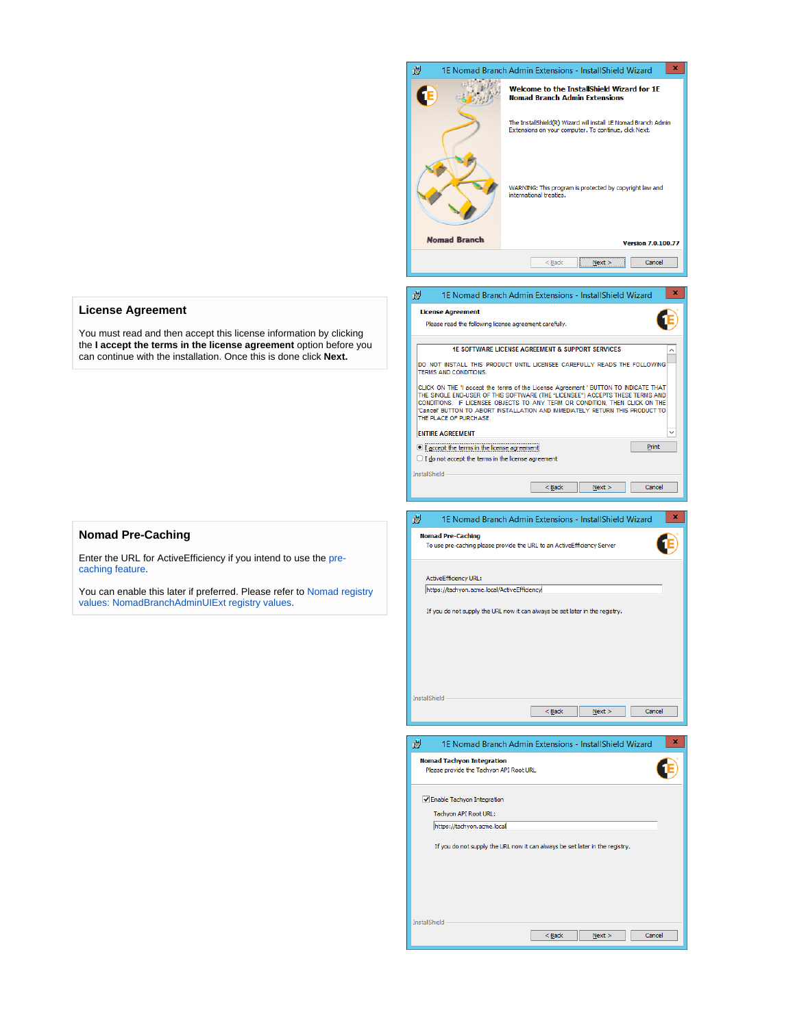## License Agreement

You must read and then accept this license information by clicking the **I accept the terms in the license agreement** option before you can continue with the installation. Once this is done click **Next.**

## Nomad Pre-Caching

Enter the URL for ActiveEfficiency if you intend to use the pre-caching feature.

You can enable this later if preferred. Please refer to Nomad registry values: NomadBranchAdminUIExt registry values.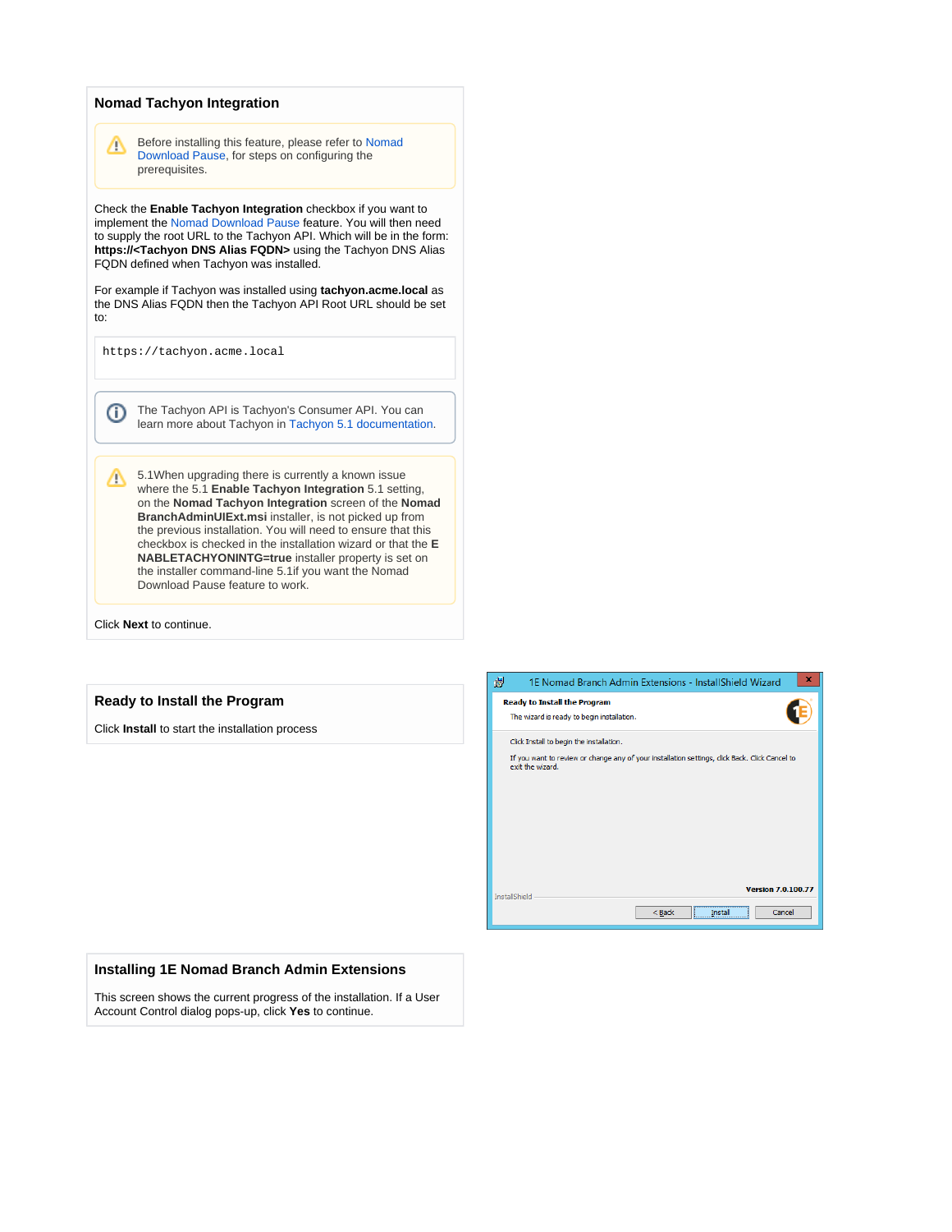## Nomad Tachyon Integration

> ⚠ Before installing this feature, please refer to Nomad Download Pause, for steps on configuring the prerequisites.

Check the **Enable Tachyon Integration** checkbox if you want to implement the Nomad Download Pause feature. You will then need to supply the root URL to the Tachyon API. Which will be in the form: **https://<Tachyon DNS Alias FQDN>** using the Tachyon DNS Alias FQDN defined when Tachyon was installed.

For example if Tachyon was installed using **tachyon.acme.local** as the DNS Alias FQDN then the Tachyon API Root URL should be set to:

```
https://tachyon.acme.local
```

> ⓘ The Tachyon API is Tachyon's Consumer API. You can learn more about Tachyon in Tachyon 5.1 documentation.

> ⚠ 5.1When upgrading there is currently a known issue where the 5.1 **Enable Tachyon Integration** 5.1 setting, on the **Nomad Tachyon Integration** screen of the **Nomad BranchAdminUIExt.msi** installer, is not picked up from the previous installation. You will need to ensure that this checkbox is checked in the installation wizard or that the **E NABLETACHYONINTG=true** installer property is set on the installer command-line 5.1if you want the Nomad Download Pause feature to work.

Click **Next** to continue.

## Ready to Install the Program

Click **Install** to start the installation process

## Installing 1E Nomad Branch Admin Extensions

This screen shows the current progress of the installation. If a User Account Control dialog pops-up, click **Yes** to continue.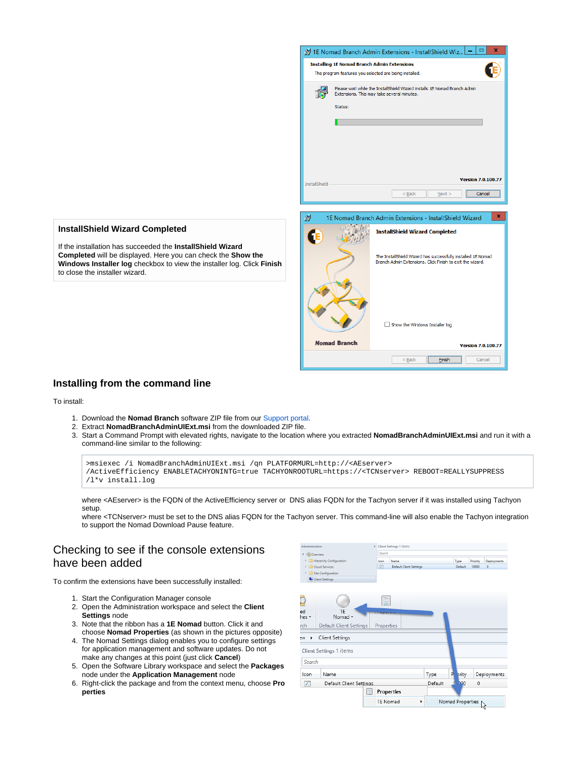### InstallShield Wizard Completed

If the installation has succeeded the **InstallShield Wizard Completed** will be displayed. Here you can check the **Show the Windows Installer log** checkbox to view the installer log. Click **Finish** to close the installer wizard.

## Installing from the command line

To install:

1. Download the **Nomad Branch** software ZIP file from our Support portal.
2. Extract **NomadBranchAdminUIExt.msi** from the downloaded ZIP file.
3. Start a Command Prompt with elevated rights, navigate to the location where you extracted **NomadBranchAdminUIExt.msi** and run it with a command-line similar to the following:

```
>msiexec /i NomadBranchAdminUIExt.msi /qn PLATFORMURL=http://<AEserver>
/ActiveEfficiency ENABLETACHYONINTG=true TACHYONROOTURL=https://<TCNserver> REBOOT=REALLYSUPPRESS
/l*v install.log
```

where <AEserver> is the FQDN of the ActiveEfficiency server or DNS alias FQDN for the Tachyon server if it was installed using Tachyon setup.
where <TCNserver> must be set to the DNS alias FQDN for the Tachyon server. This command-line will also enable the Tachyon integration to support the Nomad Download Pause feature.

## Checking to see if the console extensions have been added

To confirm the extensions have been successfully installed:

1. Start the Configuration Manager console
2. Open the Administration workspace and select the **Client Settings** node
3. Note that the ribbon has a **1E Nomad** button. Click it and choose **Nomad Properties** (as shown in the pictures opposite)
4. The Nomad Settings dialog enables you to configure settings for application management and software updates. Do not make any changes at this point (just click **Cancel**)
5. Open the Software Library workspace and select the **Packages** node under the **Application Management** node
6. Right-click the package and from the context menu, choose **Properties**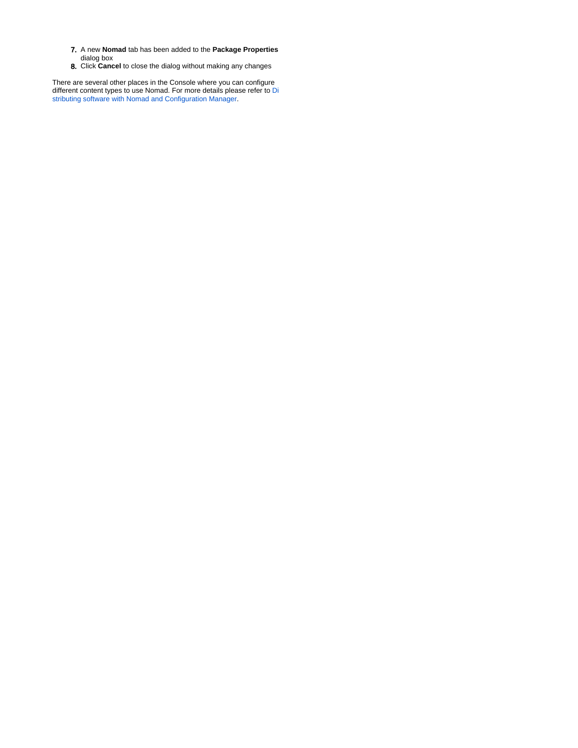7. A new **Nomad** tab has been added to the **Package Properties** dialog box
8. Click **Cancel** to close the dialog without making any changes

There are several other places in the Console where you can configure different content types to use Nomad. For more details please refer to Distributing software with Nomad and Configuration Manager.